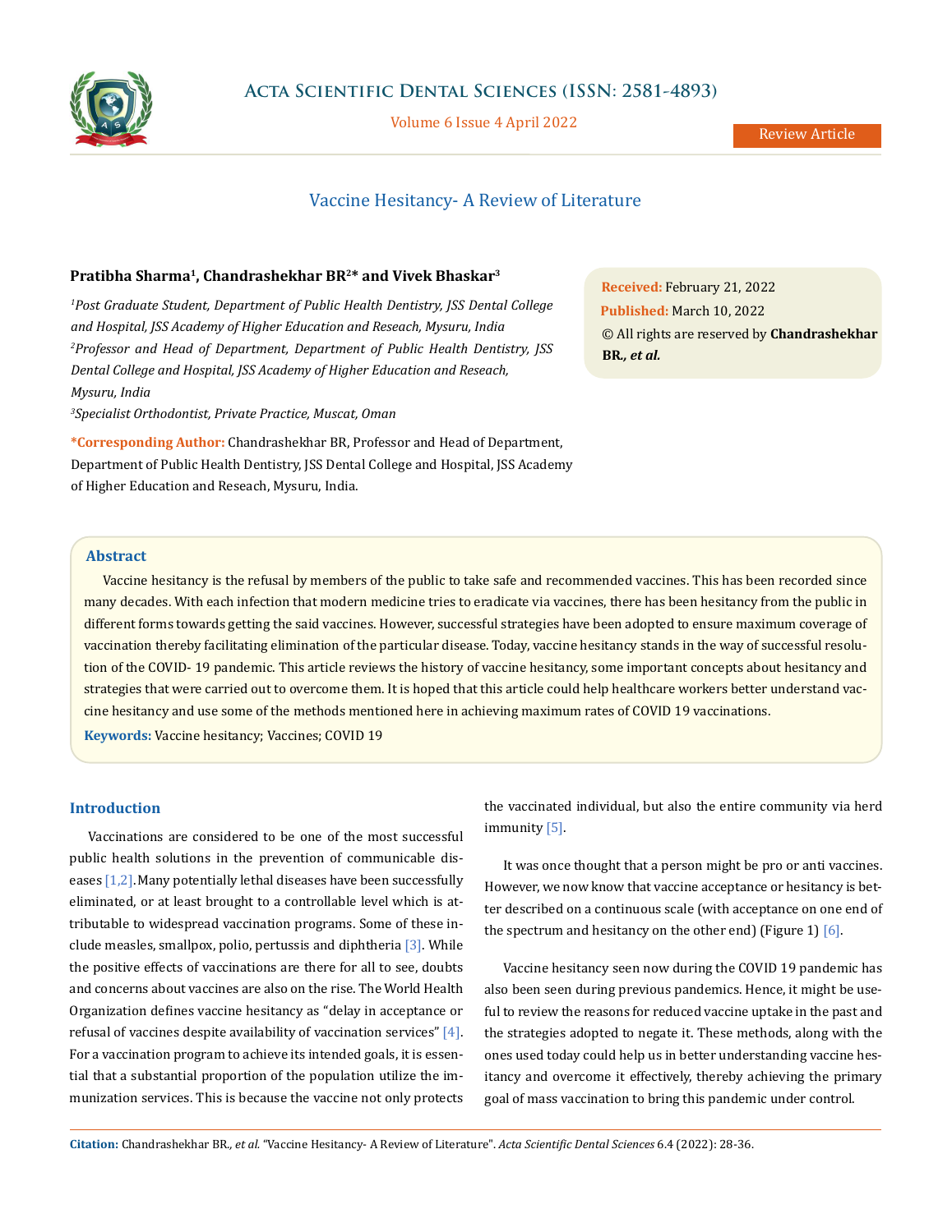Review Article

# Vaccine Hesitancy- A Review of Literature

**Pratibha Sharma[1], Chandrashekhar BR[2]* and Vivek Bhaskar[3]**

*[1]Post Graduate Student, Department of Public Health Dentistry, JSS Dental College and Hospital, JSS Academy of Higher Education and Reseach, Mysuru, India*

*[2]Professor and Head of Department, Department of Public Health Dentistry, JSS Dental College and Hospital, JSS Academy of Higher Education and Reseach, Mysuru, India*

*[3]Specialist Orthodontist, Private Practice, Muscat, Oman*

**\*Corresponding Author:** Chandrashekhar BR, Professor and Head of Department, Department of Public Health Dentistry, JSS Dental College and Hospital, JSS Academy of Higher Education and Reseach, Mysuru, India.

**Received:** February 21, 2022
**Published:** March 10, 2022
© All rights are reserved by **Chandrashekhar BR., *et al.***

## Abstract

Vaccine hesitancy is the refusal by members of the public to take safe and recommended vaccines. This has been recorded since many decades. With each infection that modern medicine tries to eradicate via vaccines, there has been hesitancy from the public in different forms towards getting the said vaccines. However, successful strategies have been adopted to ensure maximum coverage of vaccination thereby facilitating elimination of the particular disease. Today, vaccine hesitancy stands in the way of successful resolution of the COVID- 19 pandemic. This article reviews the history of vaccine hesitancy, some important concepts about hesitancy and strategies that were carried out to overcome them. It is hoped that this article could help healthcare workers better understand vaccine hesitancy and use some of the methods mentioned here in achieving maximum rates of COVID 19 vaccinations.

**Keywords:** Vaccine hesitancy; Vaccines; COVID 19

## Introduction

Vaccinations are considered to be one of the most successful public health solutions in the prevention of communicable diseases [1,2].Many potentially lethal diseases have been successfully eliminated, or at least brought to a controllable level which is attributable to widespread vaccination programs. Some of these include measles, smallpox, polio, pertussis and diphtheria [3]. While the positive effects of vaccinations are there for all to see, doubts and concerns about vaccines are also on the rise. The World Health Organization defines vaccine hesitancy as "delay in acceptance or refusal of vaccines despite availability of vaccination services" [4]. For a vaccination program to achieve its intended goals, it is essential that a substantial proportion of the population utilize the immunization services. This is because the vaccine not only protects the vaccinated individual, but also the entire community via herd immunity [5].

It was once thought that a person might be pro or anti vaccines. However, we now know that vaccine acceptance or hesitancy is better described on a continuous scale (with acceptance on one end of the spectrum and hesitancy on the other end) (Figure 1) [6].

Vaccine hesitancy seen now during the COVID 19 pandemic has also been seen during previous pandemics. Hence, it might be useful to review the reasons for reduced vaccine uptake in the past and the strategies adopted to negate it. These methods, along with the ones used today could help us in better understanding vaccine hesitancy and overcome it effectively, thereby achieving the primary goal of mass vaccination to bring this pandemic under control.

**Citation:** Chandrashekhar BR., *et al.* "Vaccine Hesitancy- A Review of Literature". *Acta Scientific Dental Sciences* 6.4 (2022): 28-36.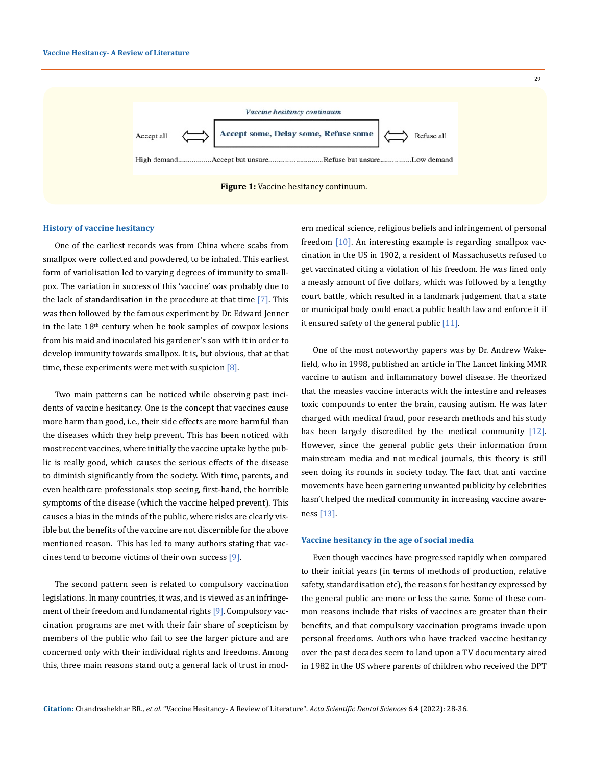Vaccine hesitancy continuum

Accept all ⟺ **Accept some, Delay some, Refuse some** ⟺ Refuse all

High demand................Accept but unsure..........................Refuse but unsure...............Low demand

**Figure 1:** Vaccine hesitancy continuum.

## History of vaccine hesitancy

One of the earliest records was from China where scabs from smallpox were collected and powdered, to be inhaled. This earliest form of variolisation led to varying degrees of immunity to smallpox. The variation in success of this 'vaccine' was probably due to the lack of standardisation in the procedure at that time [7]. This was then followed by the famous experiment by Dr. Edward Jenner in the late 18th century when he took samples of cowpox lesions from his maid and inoculated his gardener's son with it in order to develop immunity towards smallpox. It is, but obvious, that at that time, these experiments were met with suspicion [8].

Two main patterns can be noticed while observing past incidents of vaccine hesitancy. One is the concept that vaccines cause more harm than good, i.e., their side effects are more harmful than the diseases which they help prevent. This has been noticed with most recent vaccines, where initially the vaccine uptake by the public is really good, which causes the serious effects of the disease to diminish significantly from the society. With time, parents, and even healthcare professionals stop seeing, first-hand, the horrible symptoms of the disease (which the vaccine helped prevent). This causes a bias in the minds of the public, where risks are clearly visible but the benefits of the vaccine are not discernible for the above mentioned reason. This has led to many authors stating that vaccines tend to become victims of their own success [9].

The second pattern seen is related to compulsory vaccination legislations. In many countries, it was, and is viewed as an infringement of their freedom and fundamental rights [9]. Compulsory vaccination programs are met with their fair share of scepticism by members of the public who fail to see the larger picture and are concerned only with their individual rights and freedoms. Among this, three main reasons stand out; a general lack of trust in modern medical science, religious beliefs and infringement of personal freedom [10]. An interesting example is regarding smallpox vaccination in the US in 1902, a resident of Massachusetts refused to get vaccinated citing a violation of his freedom. He was fined only a measly amount of five dollars, which was followed by a lengthy court battle, which resulted in a landmark judgement that a state or municipal body could enact a public health law and enforce it if it ensured safety of the general public [11].

One of the most noteworthy papers was by Dr. Andrew Wakefield, who in 1998, published an article in The Lancet linking MMR vaccine to autism and inflammatory bowel disease. He theorized that the measles vaccine interacts with the intestine and releases toxic compounds to enter the brain, causing autism. He was later charged with medical fraud, poor research methods and his study has been largely discredited by the medical community [12]. However, since the general public gets their information from mainstream media and not medical journals, this theory is still seen doing its rounds in society today. The fact that anti vaccine movements have been garnering unwanted publicity by celebrities hasn't helped the medical community in increasing vaccine awareness [13].

## Vaccine hesitancy in the age of social media

Even though vaccines have progressed rapidly when compared to their initial years (in terms of methods of production, relative safety, standardisation etc), the reasons for hesitancy expressed by the general public are more or less the same. Some of these common reasons include that risks of vaccines are greater than their benefits, and that compulsory vaccination programs invade upon personal freedoms. Authors who have tracked vaccine hesitancy over the past decades seem to land upon a TV documentary aired in 1982 in the US where parents of children who received the DPT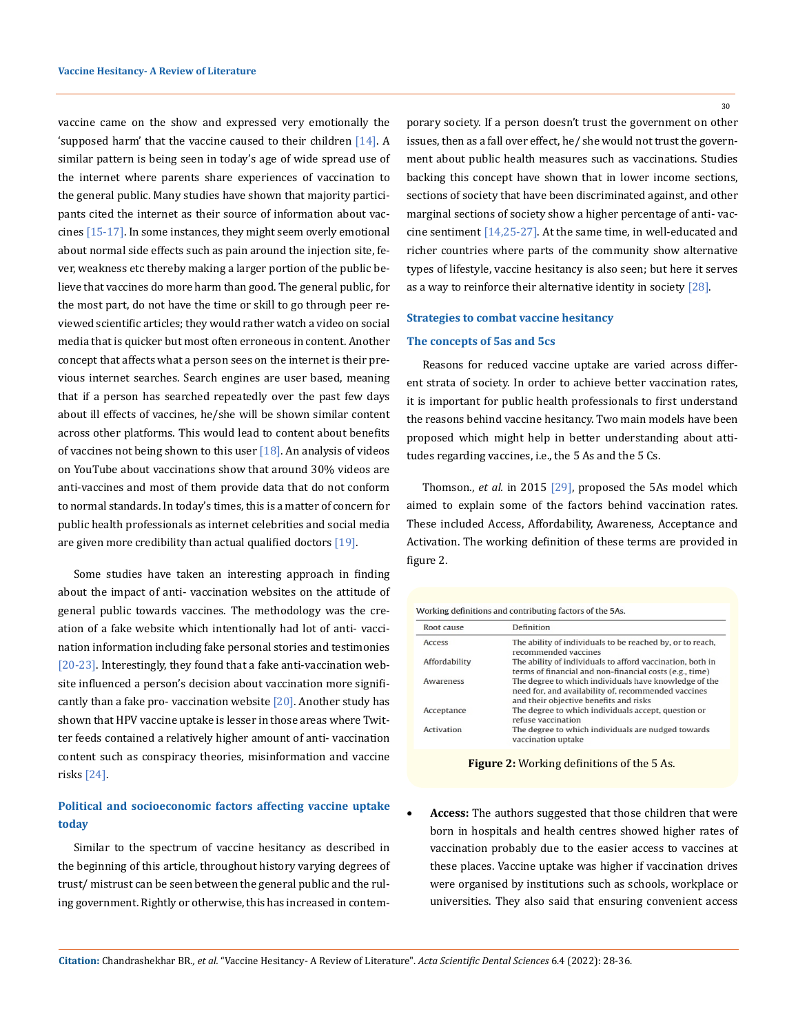vaccine came on the show and expressed very emotionally the 'supposed harm' that the vaccine caused to their children [14]. A similar pattern is being seen in today's age of wide spread use of the internet where parents share experiences of vaccination to the general public. Many studies have shown that majority participants cited the internet as their source of information about vaccines [15-17]. In some instances, they might seem overly emotional about normal side effects such as pain around the injection site, fever, weakness etc thereby making a larger portion of the public believe that vaccines do more harm than good. The general public, for the most part, do not have the time or skill to go through peer reviewed scientific articles; they would rather watch a video on social media that is quicker but most often erroneous in content. Another concept that affects what a person sees on the internet is their previous internet searches. Search engines are user based, meaning that if a person has searched repeatedly over the past few days about ill effects of vaccines, he/she will be shown similar content across other platforms. This would lead to content about benefits of vaccines not being shown to this user [18]. An analysis of videos on YouTube about vaccinations show that around 30% videos are anti-vaccines and most of them provide data that do not conform to normal standards. In today's times, this is a matter of concern for public health professionals as internet celebrities and social media are given more credibility than actual qualified doctors [19].

Some studies have taken an interesting approach in finding about the impact of anti- vaccination websites on the attitude of general public towards vaccines. The methodology was the creation of a fake website which intentionally had lot of anti- vaccination information including fake personal stories and testimonies [20-23]. Interestingly, they found that a fake anti-vaccination website influenced a person's decision about vaccination more significantly than a fake pro- vaccination website [20]. Another study has shown that HPV vaccine uptake is lesser in those areas where Twitter feeds contained a relatively higher amount of anti- vaccination content such as conspiracy theories, misinformation and vaccine risks [24].

## Political and socioeconomic factors affecting vaccine uptake today

Similar to the spectrum of vaccine hesitancy as described in the beginning of this article, throughout history varying degrees of trust/ mistrust can be seen between the general public and the ruling government. Rightly or otherwise, this has increased in contemporary society. If a person doesn't trust the government on other issues, then as a fall over effect, he/ she would not trust the government about public health measures such as vaccinations. Studies backing this concept have shown that in lower income sections, sections of society that have been discriminated against, and other marginal sections of society show a higher percentage of anti- vaccine sentiment [14,25-27]. At the same time, in well-educated and richer countries where parts of the community show alternative types of lifestyle, vaccine hesitancy is also seen; but here it serves as a way to reinforce their alternative identity in society [28].

## Strategies to combat vaccine hesitancy

### The concepts of 5as and 5cs

Reasons for reduced vaccine uptake are varied across different strata of society. In order to achieve better vaccination rates, it is important for public health professionals to first understand the reasons behind vaccine hesitancy. Two main models have been proposed which might help in better understanding about attitudes regarding vaccines, i.e., the 5 As and the 5 Cs.

Thomson., *et al.* in 2015 [29], proposed the 5As model which aimed to explain some of the factors behind vaccination rates. These included Access, Affordability, Awareness, Acceptance and Activation. The working definition of these terms are provided in figure 2.

Working definitions and contributing factors of the 5As.

| Root cause | Definition |
|---|---|
| Access | The ability of individuals to be reached by, or to reach, recommended vaccines |
| Affordability | The ability of individuals to afford vaccination, both in terms of financial and non-financial costs (e.g., time) |
| Awareness | The degree to which individuals have knowledge of the need for, and availability of, recommended vaccines and their objective benefits and risks |
| Acceptance | The degree to which individuals accept, question or refuse vaccination |
| Activation | The degree to which individuals are nudged towards vaccination uptake |

**Figure 2:** Working definitions of the 5 As.

- **Access:** The authors suggested that those children that were born in hospitals and health centres showed higher rates of vaccination probably due to the easier access to vaccines at these places. Vaccine uptake was higher if vaccination drives were organised by institutions such as schools, workplace or universities. They also said that ensuring convenient access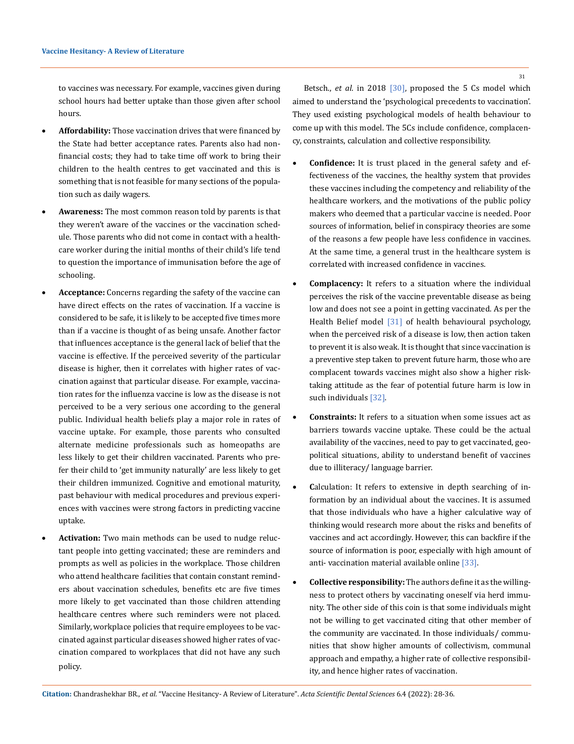to vaccines was necessary. For example, vaccines given during school hours had better uptake than those given after school hours.

- **Affordability:** Those vaccination drives that were financed by the State had better acceptance rates. Parents also had non-financial costs; they had to take time off work to bring their children to the health centres to get vaccinated and this is something that is not feasible for many sections of the population such as daily wagers.
- **Awareness:** The most common reason told by parents is that they weren't aware of the vaccines or the vaccination schedule. Those parents who did not come in contact with a healthcare worker during the initial months of their child's life tend to question the importance of immunisation before the age of schooling.
- **Acceptance:** Concerns regarding the safety of the vaccine can have direct effects on the rates of vaccination. If a vaccine is considered to be safe, it is likely to be accepted five times more than if a vaccine is thought of as being unsafe. Another factor that influences acceptance is the general lack of belief that the vaccine is effective. If the perceived severity of the particular disease is higher, then it correlates with higher rates of vaccination against that particular disease. For example, vaccination rates for the influenza vaccine is low as the disease is not perceived to be a very serious one according to the general public. Individual health beliefs play a major role in rates of vaccine uptake. For example, those parents who consulted alternate medicine professionals such as homeopaths are less likely to get their children vaccinated. Parents who prefer their child to 'get immunity naturally' are less likely to get their children immunized. Cognitive and emotional maturity, past behaviour with medical procedures and previous experiences with vaccines were strong factors in predicting vaccine uptake.
- **Activation:** Two main methods can be used to nudge reluctant people into getting vaccinated; these are reminders and prompts as well as policies in the workplace. Those children who attend healthcare facilities that contain constant reminders about vaccination schedules, benefits etc are five times more likely to get vaccinated than those children attending healthcare centres where such reminders were not placed. Similarly, workplace policies that require employees to be vaccinated against particular diseases showed higher rates of vaccination compared to workplaces that did not have any such policy.

Betsch., *et al.* in 2018 [30], proposed the 5 Cs model which aimed to understand the 'psychological precedents to vaccination'. They used existing psychological models of health behaviour to come up with this model. The 5Cs include confidence, complacency, constraints, calculation and collective responsibility.

- **Confidence:** It is trust placed in the general safety and effectiveness of the vaccines, the healthy system that provides these vaccines including the competency and reliability of the healthcare workers, and the motivations of the public policy makers who deemed that a particular vaccine is needed. Poor sources of information, belief in conspiracy theories are some of the reasons a few people have less confidence in vaccines. At the same time, a general trust in the healthcare system is correlated with increased confidence in vaccines.
- **Complacency:** It refers to a situation where the individual perceives the risk of the vaccine preventable disease as being low and does not see a point in getting vaccinated. As per the Health Belief model [31] of health behavioural psychology, when the perceived risk of a disease is low, then action taken to prevent it is also weak. It is thought that since vaccination is a preventive step taken to prevent future harm, those who are complacent towards vaccines might also show a higher risk-taking attitude as the fear of potential future harm is low in such individuals [32].
- **Constraints:** It refers to a situation when some issues act as barriers towards vaccine uptake. These could be the actual availability of the vaccines, need to pay to get vaccinated, geopolitical situations, ability to understand benefit of vaccines due to illiteracy/ language barrier.
- **C**alculation: It refers to extensive in depth searching of information by an individual about the vaccines. It is assumed that those individuals who have a higher calculative way of thinking would research more about the risks and benefits of vaccines and act accordingly. However, this can backfire if the source of information is poor, especially with high amount of anti- vaccination material available online [33].
- **Collective responsibility:** The authors define it as the willingness to protect others by vaccinating oneself via herd immunity. The other side of this coin is that some individuals might not be willing to get vaccinated citing that other member of the community are vaccinated. In those individuals/ communities that show higher amounts of collectivism, communal approach and empathy, a higher rate of collective responsibility, and hence higher rates of vaccination.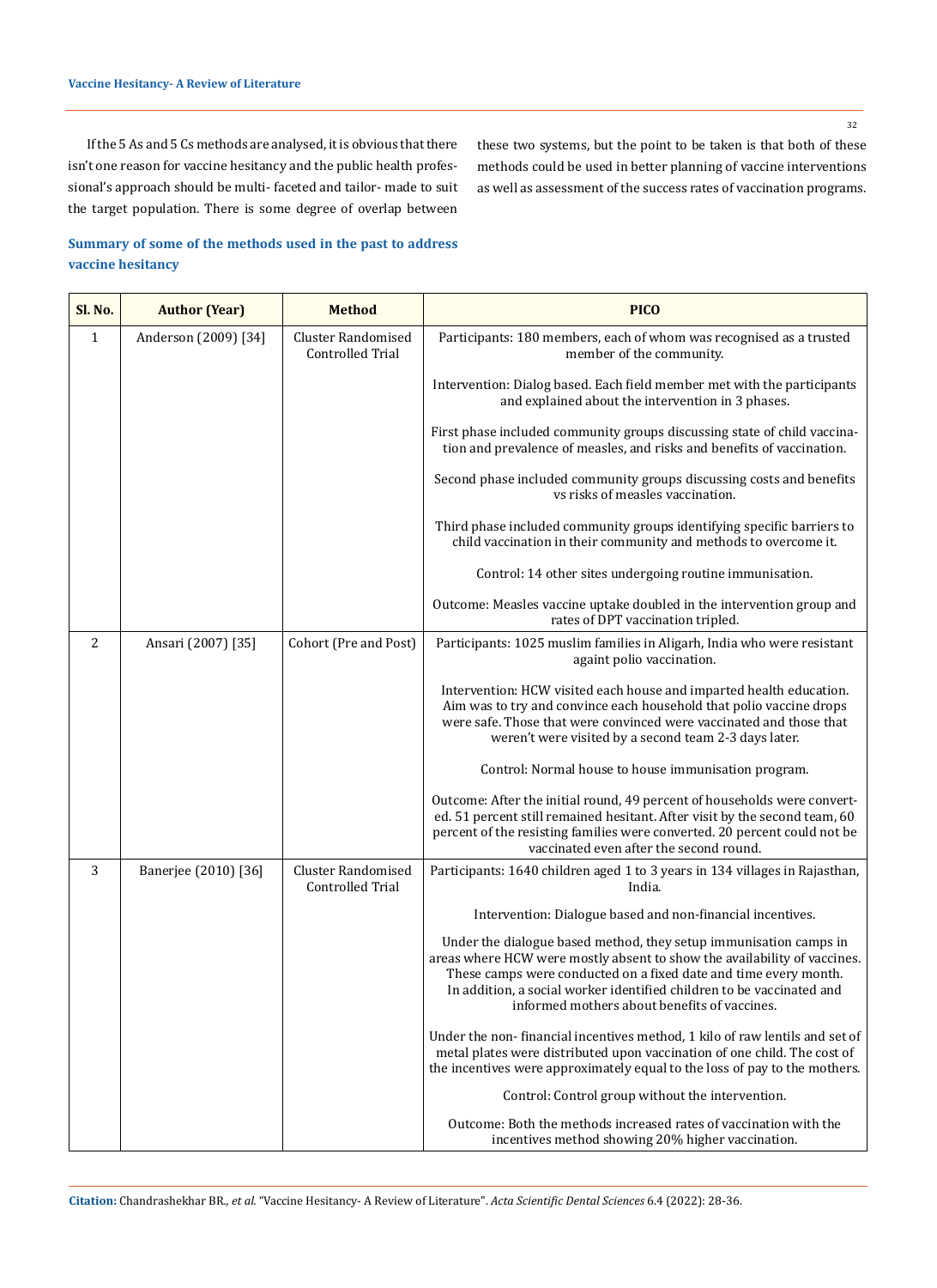If the 5 As and 5 Cs methods are analysed, it is obvious that there isn't one reason for vaccine hesitancy and the public health professional's approach should be multi- faceted and tailor- made to suit the target population. There is some degree of overlap between these two systems, but the point to be taken is that both of these methods could be used in better planning of vaccine interventions as well as assessment of the success rates of vaccination programs.

### Summary of some of the methods used in the past to address vaccine hesitancy

| Sl. No. | Author (Year) | Method | PICO |
|---|---|---|---|
| 1 | Anderson (2009) [34] | Cluster Randomised Controlled Trial | Participants: 180 members, each of whom was recognised as a trusted member of the community.<br><br>Intervention: Dialog based. Each field member met with the participants and explained about the intervention in 3 phases.<br><br>First phase included community groups discussing state of child vaccination and prevalence of measles, and risks and benefits of vaccination.<br><br>Second phase included community groups discussing costs and benefits vs risks of measles vaccination.<br><br>Third phase included community groups identifying specific barriers to child vaccination in their community and methods to overcome it.<br><br>Control: 14 other sites undergoing routine immunisation.<br><br>Outcome: Measles vaccine uptake doubled in the intervention group and rates of DPT vaccination tripled. |
| 2 | Ansari (2007) [35] | Cohort (Pre and Post) | Participants: 1025 muslim families in Aligarh, India who were resistant againt polio vaccination.<br><br>Intervention: HCW visited each house and imparted health education. Aim was to try and convince each household that polio vaccine drops were safe. Those that were convinced were vaccinated and those that weren't were visited by a second team 2-3 days later.<br><br>Control: Normal house to house immunisation program.<br><br>Outcome: After the initial round, 49 percent of households were converted. 51 percent still remained hesitant. After visit by the second team, 60 percent of the resisting families were converted. 20 percent could not be vaccinated even after the second round. |
| 3 | Banerjee (2010) [36] | Cluster Randomised Controlled Trial | Participants: 1640 children aged 1 to 3 years in 134 villages in Rajasthan, India.<br><br>Intervention: Dialogue based and non-financial incentives.<br><br>Under the dialogue based method, they setup immunisation camps in areas where HCW were mostly absent to show the availability of vaccines. These camps were conducted on a fixed date and time every month. In addition, a social worker identified children to be vaccinated and informed mothers about benefits of vaccines.<br><br>Under the non- financial incentives method, 1 kilo of raw lentils and set of metal plates were distributed upon vaccination of one child. The cost of the incentives were approximately equal to the loss of pay to the mothers.<br><br>Control: Control group without the intervention.<br><br>Outcome: Both the methods increased rates of vaccination with the incentives method showing 20% higher vaccination. |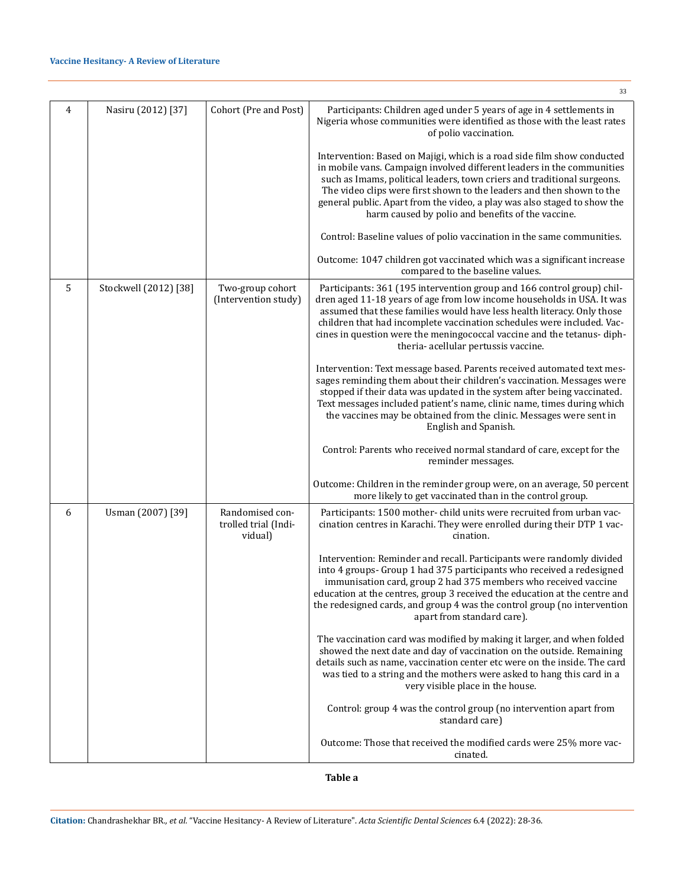| 4 | Nasiru (2012) [37] | Cohort (Pre and Post) | Participants: Children aged under 5 years of age in 4 settlements in Nigeria whose communities were identified as those with the least rates of polio vaccination.<br><br>Intervention: Based on Majigi, which is a road side film show conducted in mobile vans. Campaign involved different leaders in the communities such as Imams, political leaders, town criers and traditional surgeons. The video clips were first shown to the leaders and then shown to the general public. Apart from the video, a play was also staged to show the harm caused by polio and benefits of the vaccine.<br><br>Control: Baseline values of polio vaccination in the same communities.<br><br>Outcome: 1047 children got vaccinated which was a significant increase compared to the baseline values. |
|---|---|---|---|
| 5 | Stockwell (2012) [38] | Two-group cohort (Intervention study) | Participants: 361 (195 intervention group and 166 control group) children aged 11-18 years of age from low income households in USA. It was assumed that these families would have less health literacy. Only those children that had incomplete vaccination schedules were included. Vaccines in question were the meningococcal vaccine and the tetanus- diphtheria- acellular pertussis vaccine.<br><br>Intervention: Text message based. Parents received automated text messages reminding them about their children's vaccination. Messages were stopped if their data was updated in the system after being vaccinated. Text messages included patient's name, clinic name, times during which the vaccines may be obtained from the clinic. Messages were sent in English and Spanish.<br><br>Control: Parents who received normal standard of care, except for the reminder messages.<br><br>Outcome: Children in the reminder group were, on an average, 50 percent more likely to get vaccinated than in the control group. |
| 6 | Usman (2007) [39] | Randomised controlled trial (Individual) | Participants: 1500 mother- child units were recruited from urban vaccination centres in Karachi. They were enrolled during their DTP 1 vaccination.<br><br>Intervention: Reminder and recall. Participants were randomly divided into 4 groups- Group 1 had 375 participants who received a redesigned immunisation card, group 2 had 375 members who received vaccine education at the centres, group 3 received the education at the centre and the redesigned cards, and group 4 was the control group (no intervention apart from standard care).<br><br>The vaccination card was modified by making it larger, and when folded showed the next date and day of vaccination on the outside. Remaining details such as name, vaccination center etc were on the inside. The card was tied to a string and the mothers were asked to hang this card in a very visible place in the house.<br><br>Control: group 4 was the control group (no intervention apart from standard care)<br><br>Outcome: Those that received the modified cards were 25% more vaccinated. |

**Table a**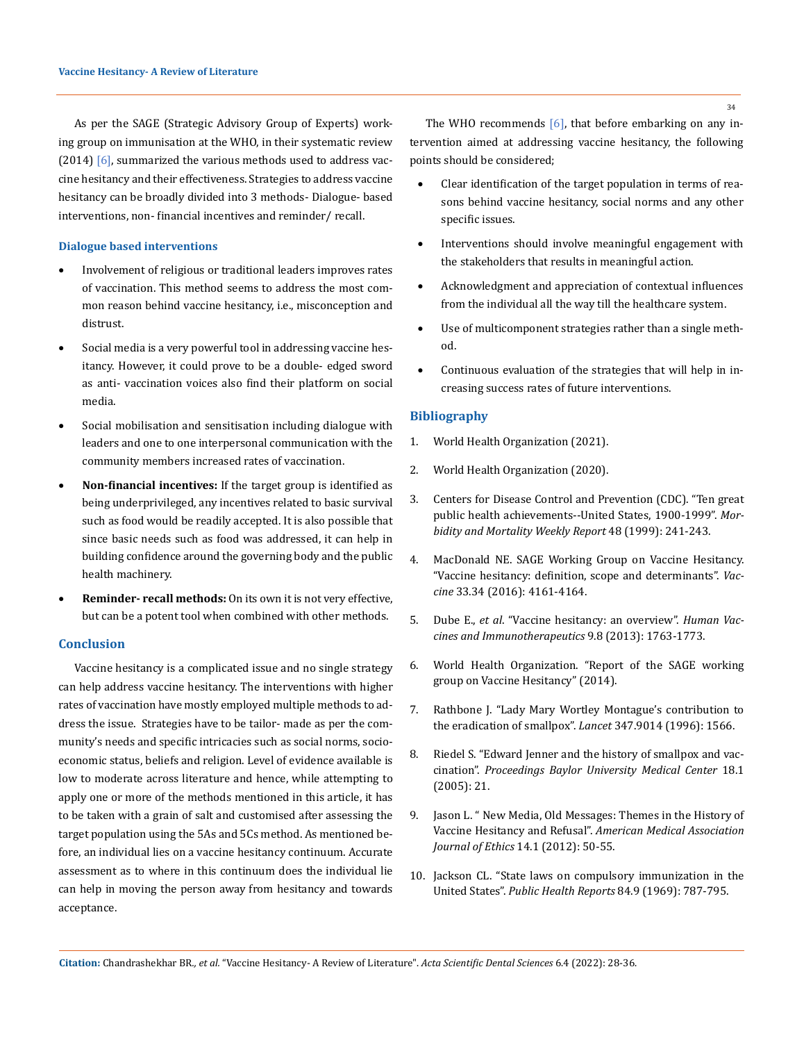As per the SAGE (Strategic Advisory Group of Experts) working group on immunisation at the WHO, in their systematic review (2014) [6], summarized the various methods used to address vaccine hesitancy and their effectiveness. Strategies to address vaccine hesitancy can be broadly divided into 3 methods- Dialogue- based interventions, non- financial incentives and reminder/ recall.

### Dialogue based interventions

- Involvement of religious or traditional leaders improves rates of vaccination. This method seems to address the most common reason behind vaccine hesitancy, i.e., misconception and distrust.
- Social media is a very powerful tool in addressing vaccine hesitancy. However, it could prove to be a double- edged sword as anti- vaccination voices also find their platform on social media.
- Social mobilisation and sensitisation including dialogue with leaders and one to one interpersonal communication with the community members increased rates of vaccination.
- **Non-financial incentives:** If the target group is identified as being underprivileged, any incentives related to basic survival such as food would be readily accepted. It is also possible that since basic needs such as food was addressed, it can help in building confidence around the governing body and the public health machinery.
- **Reminder- recall methods:** On its own it is not very effective, but can be a potent tool when combined with other methods.

## Conclusion

Vaccine hesitancy is a complicated issue and no single strategy can help address vaccine hesitancy. The interventions with higher rates of vaccination have mostly employed multiple methods to address the issue. Strategies have to be tailor- made as per the community's needs and specific intricacies such as social norms, socio-economic status, beliefs and religion. Level of evidence available is low to moderate across literature and hence, while attempting to apply one or more of the methods mentioned in this article, it has to be taken with a grain of salt and customised after assessing the target population using the 5As and 5Cs method. As mentioned before, an individual lies on a vaccine hesitancy continuum. Accurate assessment as to where in this continuum does the individual lie can help in moving the person away from hesitancy and towards acceptance.

The WHO recommends [6], that before embarking on any intervention aimed at addressing vaccine hesitancy, the following points should be considered;

- Clear identification of the target population in terms of reasons behind vaccine hesitancy, social norms and any other specific issues.
- Interventions should involve meaningful engagement with the stakeholders that results in meaningful action.
- Acknowledgment and appreciation of contextual influences from the individual all the way till the healthcare system.
- Use of multicomponent strategies rather than a single method.
- Continuous evaluation of the strategies that will help in increasing success rates of future interventions.

## Bibliography

1. World Health Organization (2021).
2. World Health Organization (2020).
3. Centers for Disease Control and Prevention (CDC). "Ten great public health achievements--United States, 1900-1999". *Morbidity and Mortality Weekly Report* 48 (1999): 241-243.
4. MacDonald NE. SAGE Working Group on Vaccine Hesitancy. "Vaccine hesitancy: definition, scope and determinants". *Vaccine* 33.34 (2016): 4161-4164.
5. Dube E., *et al*. "Vaccine hesitancy: an overview". *Human Vaccines and Immunotherapeutics* 9.8 (2013): 1763-1773.
6. World Health Organization. "Report of the SAGE working group on Vaccine Hesitancy" (2014).
7. Rathbone J. "Lady Mary Wortley Montague's contribution to the eradication of smallpox". *Lancet* 347.9014 (1996): 1566.
8. Riedel S. "Edward Jenner and the history of smallpox and vaccination". *Proceedings Baylor University Medical Center* 18.1 (2005): 21.
9. Jason L. " New Media, Old Messages: Themes in the History of Vaccine Hesitancy and Refusal". *American Medical Association Journal of Ethics* 14.1 (2012): 50-55.
10. Jackson CL. "State laws on compulsory immunization in the United States". *Public Health Reports* 84.9 (1969): 787-795.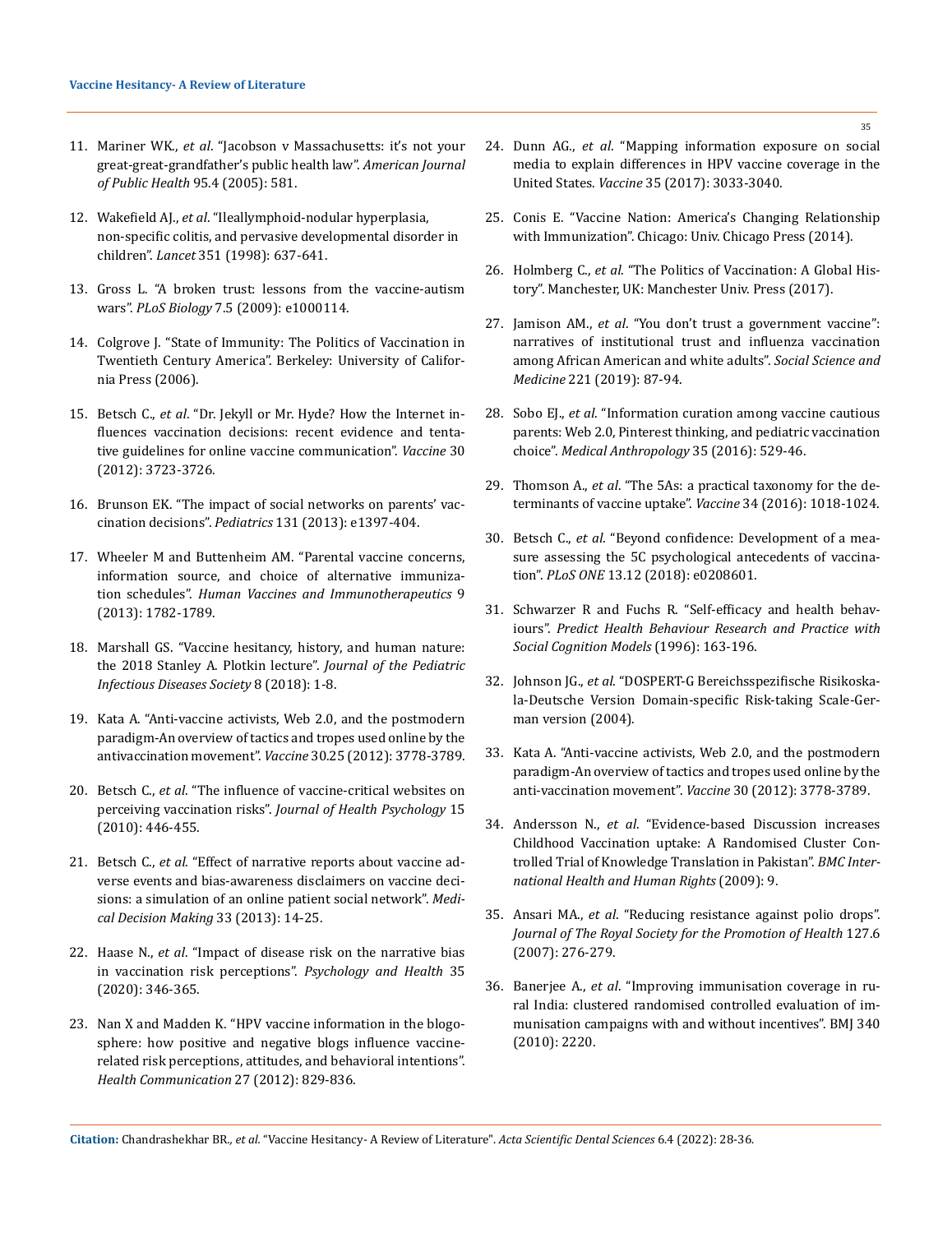11. Mariner WK., *et al*. "Jacobson v Massachusetts: it's not your great-great-grandfather's public health law". *American Journal of Public Health* 95.4 (2005): 581.

12. Wakefield AJ., *et al*. "Ileallymphoid-nodular hyperplasia, non-specific colitis, and pervasive developmental disorder in children". *Lancet* 351 (1998): 637-641.

13. Gross L. "A broken trust: lessons from the vaccine-autism wars". *PLoS Biology* 7.5 (2009): e1000114.

14. Colgrove J. "State of Immunity: The Politics of Vaccination in Twentieth Century America". Berkeley: University of California Press (2006).

15. Betsch C., *et al*. "Dr. Jekyll or Mr. Hyde? How the Internet influences vaccination decisions: recent evidence and tentative guidelines for online vaccine communication". *Vaccine* 30 (2012): 3723-3726.

16. Brunson EK. "The impact of social networks on parents' vaccination decisions". *Pediatrics* 131 (2013): e1397-404.

17. Wheeler M and Buttenheim AM. "Parental vaccine concerns, information source, and choice of alternative immunization schedules". *Human Vaccines and Immunotherapeutics* 9 (2013): 1782-1789.

18. Marshall GS. "Vaccine hesitancy, history, and human nature: the 2018 Stanley A. Plotkin lecture". *Journal of the Pediatric Infectious Diseases Society* 8 (2018): 1-8.

19. Kata A. "Anti-vaccine activists, Web 2.0, and the postmodern paradigm-An overview of tactics and tropes used online by the antivaccination movement". *Vaccine* 30.25 (2012): 3778-3789.

20. Betsch C., *et al*. "The influence of vaccine-critical websites on perceiving vaccination risks". *Journal of Health Psychology* 15 (2010): 446-455.

21. Betsch C., *et al*. "Effect of narrative reports about vaccine adverse events and bias-awareness disclaimers on vaccine decisions: a simulation of an online patient social network". *Medical Decision Making* 33 (2013): 14-25.

22. Haase N., *et al*. "Impact of disease risk on the narrative bias in vaccination risk perceptions". *Psychology and Health* 35 (2020): 346-365.

23. Nan X and Madden K. "HPV vaccine information in the blogosphere: how positive and negative blogs influence vaccine-related risk perceptions, attitudes, and behavioral intentions". *Health Communication* 27 (2012): 829-836.

24. Dunn AG., *et al*. "Mapping information exposure on social media to explain differences in HPV vaccine coverage in the United States. *Vaccine* 35 (2017): 3033-3040.

25. Conis E. "Vaccine Nation: America's Changing Relationship with Immunization". Chicago: Univ. Chicago Press (2014).

26. Holmberg C., *et al*. "The Politics of Vaccination: A Global History". Manchester, UK: Manchester Univ. Press (2017).

27. Jamison AM., *et al*. "You don't trust a government vaccine": narratives of institutional trust and influenza vaccination among African American and white adults". *Social Science and Medicine* 221 (2019): 87-94.

28. Sobo EJ., *et al*. "Information curation among vaccine cautious parents: Web 2.0, Pinterest thinking, and pediatric vaccination choice". *Medical Anthropology* 35 (2016): 529-46.

29. Thomson A., *et al*. "The 5As: a practical taxonomy for the determinants of vaccine uptake". *Vaccine* 34 (2016): 1018-1024.

30. Betsch C., *et al*. "Beyond confidence: Development of a measure assessing the 5C psychological antecedents of vaccination". *PLoS ONE* 13.12 (2018): e0208601.

31. Schwarzer R and Fuchs R. "Self-efficacy and health behaviours". *Predict Health Behaviour Research and Practice with Social Cognition Models* (1996): 163-196.

32. Johnson JG., *et al*. "DOSPERT-G Bereichsspezifische Risikoskala-Deutsche Version Domain-specific Risk-taking Scale-German version (2004).

33. Kata A. "Anti-vaccine activists, Web 2.0, and the postmodern paradigm-An overview of tactics and tropes used online by the anti-vaccination movement". *Vaccine* 30 (2012): 3778-3789.

34. Andersson N., *et al*. "Evidence-based Discussion increases Childhood Vaccination uptake: A Randomised Cluster Controlled Trial of Knowledge Translation in Pakistan". *BMC International Health and Human Rights* (2009): 9.

35. Ansari MA., *et al*. "Reducing resistance against polio drops". *Journal of The Royal Society for the Promotion of Health* 127.6 (2007): 276-279.

36. Banerjee A., *et al*. "Improving immunisation coverage in rural India: clustered randomised controlled evaluation of immunisation campaigns with and without incentives". BMJ 340 (2010): 2220.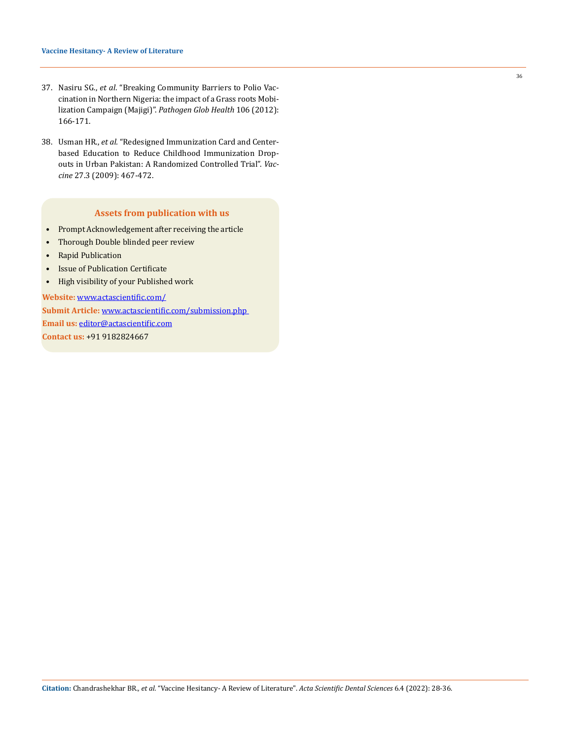37. Nasiru SG., *et al*. "Breaking Community Barriers to Polio Vaccination in Northern Nigeria: the impact of a Grass roots Mobilization Campaign (Majigi)". *Pathogen Glob Health* 106 (2012): 166-171.

38. Usman HR., *et al.* "Redesigned Immunization Card and Center-based Education to Reduce Childhood Immunization Dropouts in Urban Pakistan: A Randomized Controlled Trial". *Vaccine* 27.3 (2009): 467-472.

**Assets from publication with us**

- Prompt Acknowledgement after receiving the article
- Thorough Double blinded peer review
- Rapid Publication
- Issue of Publication Certificate
- High visibility of your Published work

**Website:** www.actascientific.com/

**Submit Article:** www.actascientific.com/submission.php

**Email us:** editor@actascientific.com

**Contact us:** +91 9182824667